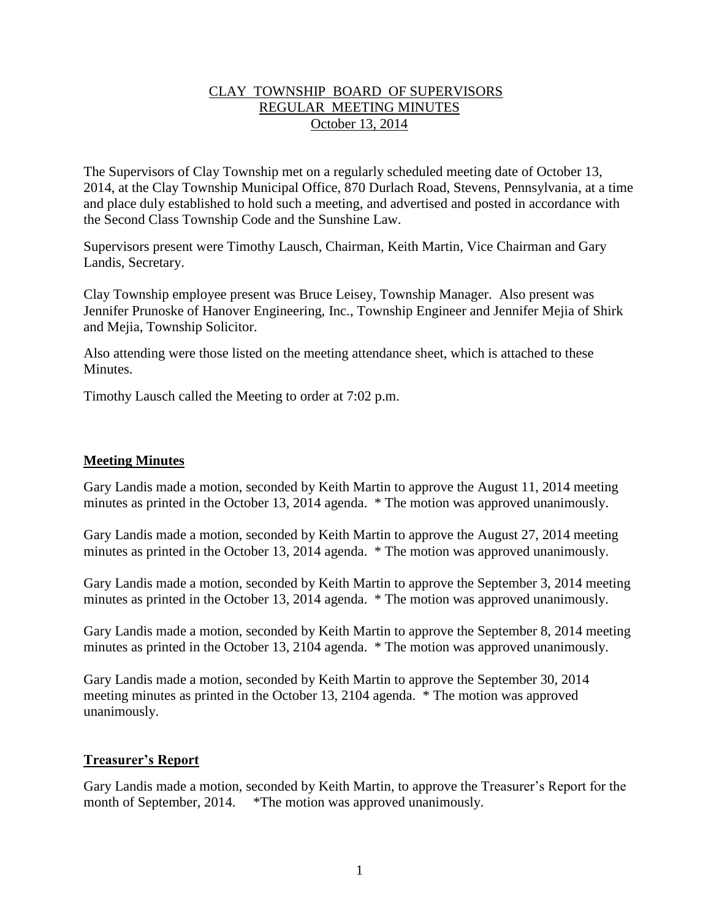# CLAY TOWNSHIP BOARD OF SUPERVISORS
## REGULAR MEETING MINUTES
### October 13, 2014

The Supervisors of Clay Township met on a regularly scheduled meeting date of October 13, 2014, at the Clay Township Municipal Office, 870 Durlach Road, Stevens, Pennsylvania, at a time and place duly established to hold such a meeting, and advertised and posted in accordance with the Second Class Township Code and the Sunshine Law.

Supervisors present were Timothy Lausch, Chairman, Keith Martin, Vice Chairman and Gary Landis, Secretary.

Clay Township employee present was Bruce Leisey, Township Manager. Also present was Jennifer Prunoske of Hanover Engineering, Inc., Township Engineer and Jennifer Mejia of Shirk and Mejia, Township Solicitor.

Also attending were those listed on the meeting attendance sheet, which is attached to these Minutes.

Timothy Lausch called the Meeting to order at 7:02 p.m.

## Meeting Minutes

Gary Landis made a motion, seconded by Keith Martin to approve the August 11, 2014 meeting minutes as printed in the October 13, 2014 agenda. * The motion was approved unanimously.

Gary Landis made a motion, seconded by Keith Martin to approve the August 27, 2014 meeting minutes as printed in the October 13, 2014 agenda. * The motion was approved unanimously.

Gary Landis made a motion, seconded by Keith Martin to approve the September 3, 2014 meeting minutes as printed in the October 13, 2014 agenda. * The motion was approved unanimously.

Gary Landis made a motion, seconded by Keith Martin to approve the September 8, 2014 meeting minutes as printed in the October 13, 2104 agenda. * The motion was approved unanimously.

Gary Landis made a motion, seconded by Keith Martin to approve the September 30, 2014 meeting minutes as printed in the October 13, 2104 agenda. * The motion was approved unanimously.

## Treasurer's Report

Gary Landis made a motion, seconded by Keith Martin, to approve the Treasurer's Report for the month of September, 2014. *The motion was approved unanimously.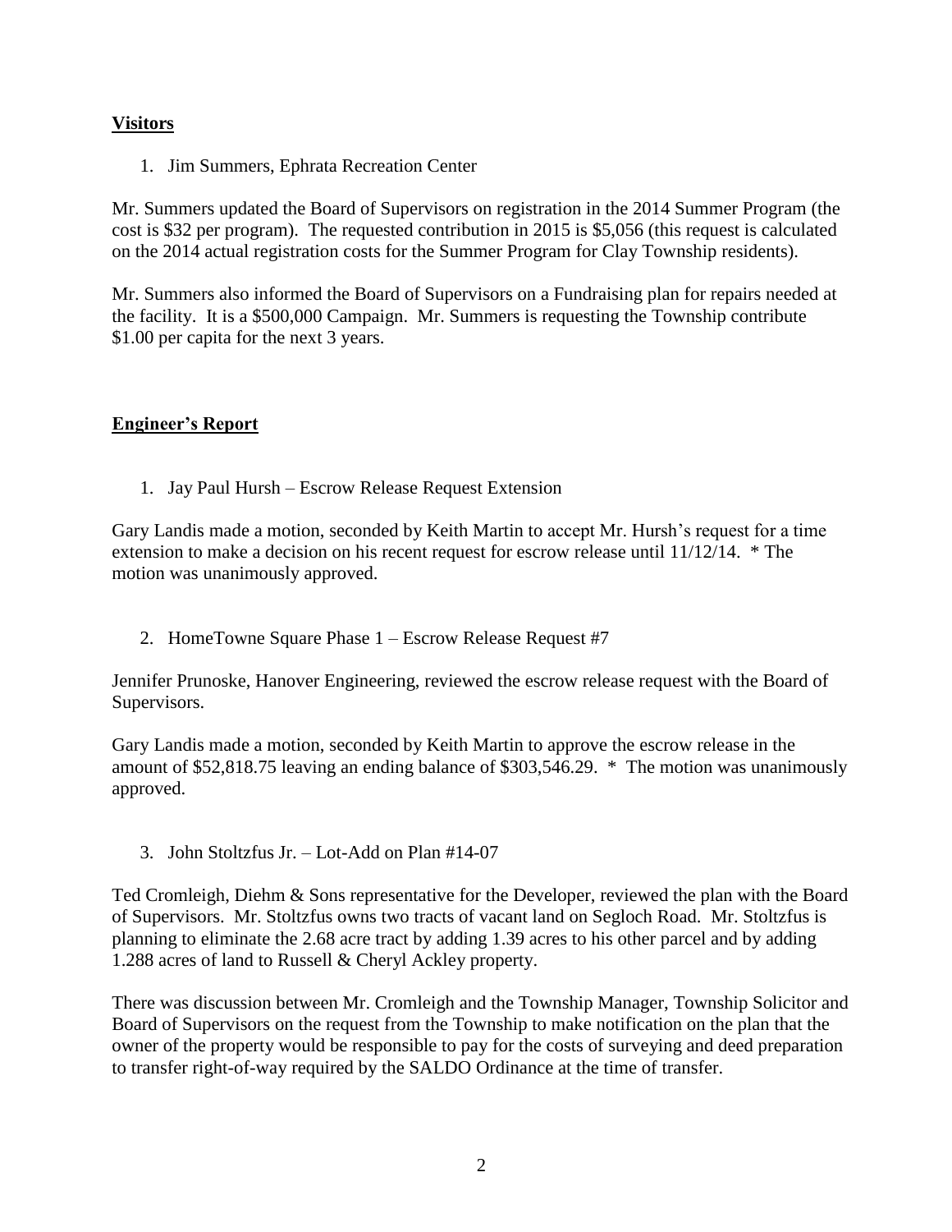## Visitors

1. Jim Summers, Ephrata Recreation Center

Mr. Summers updated the Board of Supervisors on registration in the 2014 Summer Program (the cost is $32 per program). The requested contribution in 2015 is $5,056 (this request is calculated on the 2014 actual registration costs for the Summer Program for Clay Township residents).

Mr. Summers also informed the Board of Supervisors on a Fundraising plan for repairs needed at the facility. It is a $500,000 Campaign. Mr. Summers is requesting the Township contribute $1.00 per capita for the next 3 years.

## Engineer's Report

1. Jay Paul Hursh – Escrow Release Request Extension

Gary Landis made a motion, seconded by Keith Martin to accept Mr. Hursh's request for a time extension to make a decision on his recent request for escrow release until 11/12/14. * The motion was unanimously approved.

2. HomeTowne Square Phase 1 – Escrow Release Request #7

Jennifer Prunoske, Hanover Engineering, reviewed the escrow release request with the Board of Supervisors.

Gary Landis made a motion, seconded by Keith Martin to approve the escrow release in the amount of $52,818.75 leaving an ending balance of $303,546.29. * The motion was unanimously approved.

3. John Stoltzfus Jr. – Lot-Add on Plan #14-07

Ted Cromleigh, Diehm & Sons representative for the Developer, reviewed the plan with the Board of Supervisors. Mr. Stoltzfus owns two tracts of vacant land on Segloch Road. Mr. Stoltzfus is planning to eliminate the 2.68 acre tract by adding 1.39 acres to his other parcel and by adding 1.288 acres of land to Russell & Cheryl Ackley property.

There was discussion between Mr. Cromleigh and the Township Manager, Township Solicitor and Board of Supervisors on the request from the Township to make notification on the plan that the owner of the property would be responsible to pay for the costs of surveying and deed preparation to transfer right-of-way required by the SALDO Ordinance at the time of transfer.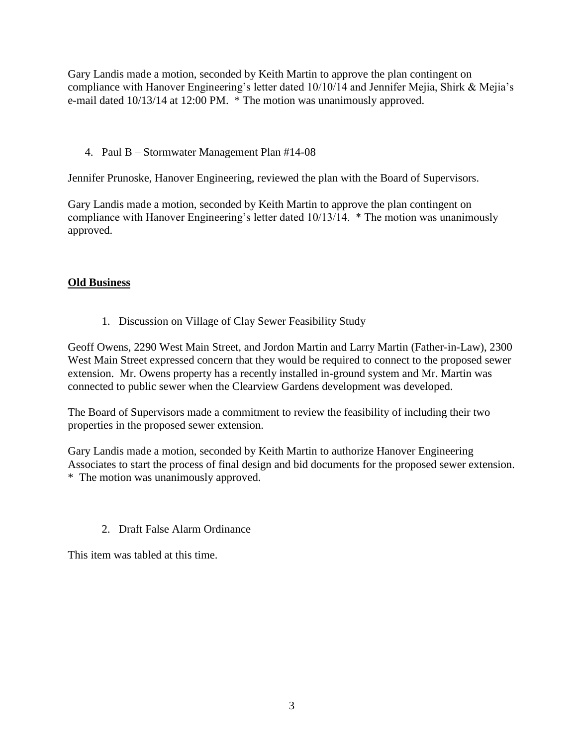Gary Landis made a motion, seconded by Keith Martin to approve the plan contingent on compliance with Hanover Engineering's letter dated 10/10/14 and Jennifer Mejia, Shirk & Mejia's e-mail dated 10/13/14 at 12:00 PM. * The motion was unanimously approved.

4. Paul B – Stormwater Management Plan #14-08

Jennifer Prunoske, Hanover Engineering, reviewed the plan with the Board of Supervisors.

Gary Landis made a motion, seconded by Keith Martin to approve the plan contingent on compliance with Hanover Engineering's letter dated 10/13/14. * The motion was unanimously approved.

## Old Business

1. Discussion on Village of Clay Sewer Feasibility Study

Geoff Owens, 2290 West Main Street, and Jordon Martin and Larry Martin (Father-in-Law), 2300 West Main Street expressed concern that they would be required to connect to the proposed sewer extension. Mr. Owens property has a recently installed in-ground system and Mr. Martin was connected to public sewer when the Clearview Gardens development was developed.

The Board of Supervisors made a commitment to review the feasibility of including their two properties in the proposed sewer extension.

Gary Landis made a motion, seconded by Keith Martin to authorize Hanover Engineering Associates to start the process of final design and bid documents for the proposed sewer extension. * The motion was unanimously approved.

2. Draft False Alarm Ordinance

This item was tabled at this time.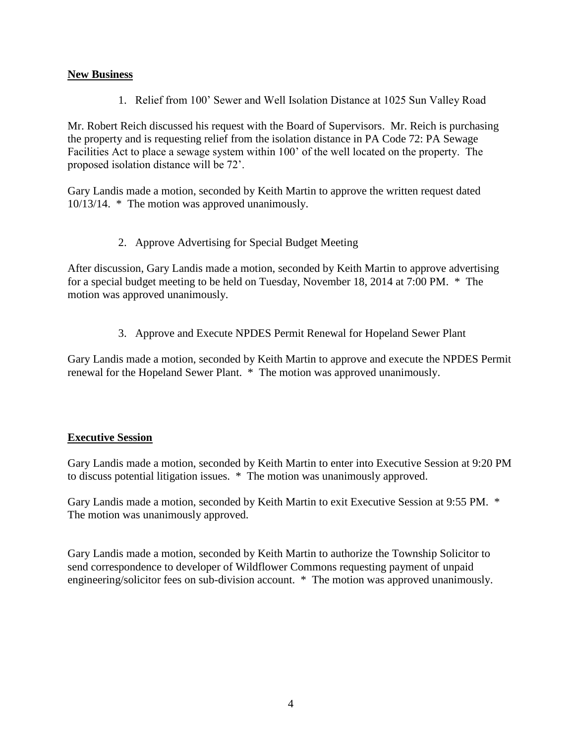## New Business

1. Relief from 100' Sewer and Well Isolation Distance at 1025 Sun Valley Road

Mr. Robert Reich discussed his request with the Board of Supervisors. Mr. Reich is purchasing the property and is requesting relief from the isolation distance in PA Code 72: PA Sewage Facilities Act to place a sewage system within 100' of the well located on the property. The proposed isolation distance will be 72'.

Gary Landis made a motion, seconded by Keith Martin to approve the written request dated 10/13/14. * The motion was approved unanimously.

2. Approve Advertising for Special Budget Meeting

After discussion, Gary Landis made a motion, seconded by Keith Martin to approve advertising for a special budget meeting to be held on Tuesday, November 18, 2014 at 7:00 PM. * The motion was approved unanimously.

3. Approve and Execute NPDES Permit Renewal for Hopeland Sewer Plant

Gary Landis made a motion, seconded by Keith Martin to approve and execute the NPDES Permit renewal for the Hopeland Sewer Plant. * The motion was approved unanimously.

## Executive Session

Gary Landis made a motion, seconded by Keith Martin to enter into Executive Session at 9:20 PM to discuss potential litigation issues. * The motion was unanimously approved.

Gary Landis made a motion, seconded by Keith Martin to exit Executive Session at 9:55 PM. * The motion was unanimously approved.

Gary Landis made a motion, seconded by Keith Martin to authorize the Township Solicitor to send correspondence to developer of Wildflower Commons requesting payment of unpaid engineering/solicitor fees on sub-division account. * The motion was approved unanimously.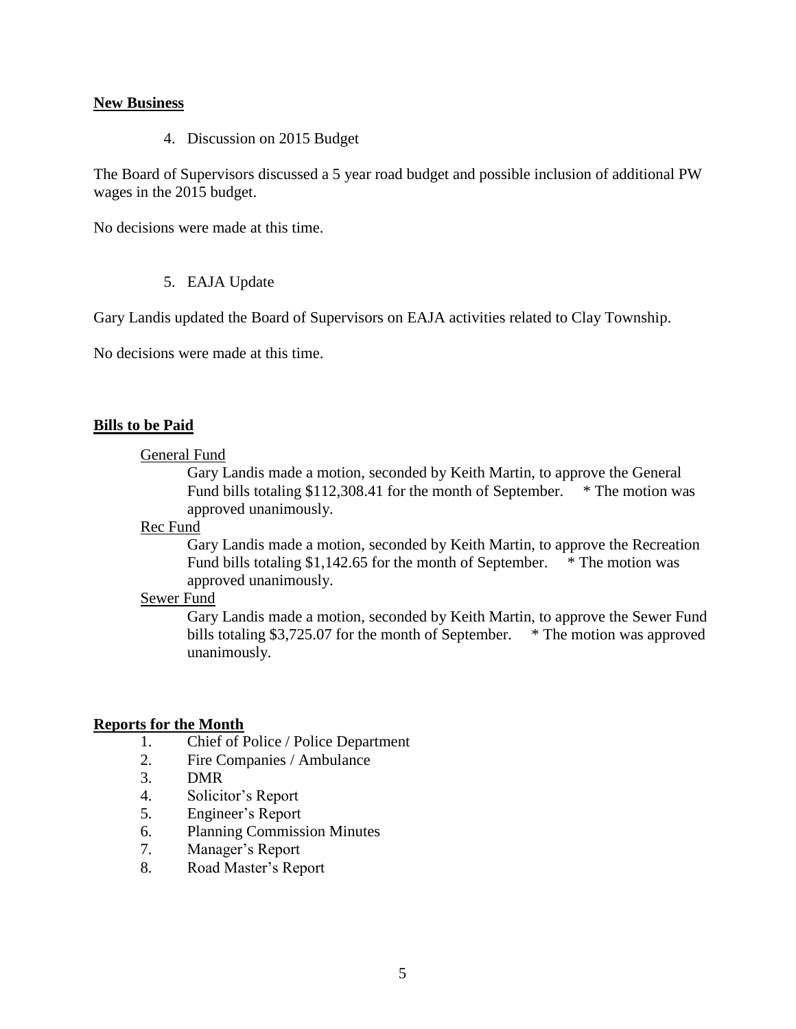**New Business**

4. Discussion on 2015 Budget

The Board of Supervisors discussed a 5 year road budget and possible inclusion of additional PW wages in the 2015 budget.

No decisions were made at this time.

5. EAJA Update

Gary Landis updated the Board of Supervisors on EAJA activities related to Clay Township.

No decisions were made at this time.

**Bills to be Paid**

General Fund

Gary Landis made a motion, seconded by Keith Martin, to approve the General Fund bills totaling $112,308.41 for the month of September. * The motion was approved unanimously.

Rec Fund

Gary Landis made a motion, seconded by Keith Martin, to approve the Recreation Fund bills totaling $1,142.65 for the month of September. * The motion was approved unanimously.

Sewer Fund

Gary Landis made a motion, seconded by Keith Martin, to approve the Sewer Fund bills totaling $3,725.07 for the month of September. * The motion was approved unanimously.

**Reports for the Month**

1. Chief of Police / Police Department
2. Fire Companies / Ambulance
3. DMR
4. Solicitor's Report
5. Engineer's Report
6. Planning Commission Minutes
7. Manager's Report
8. Road Master's Report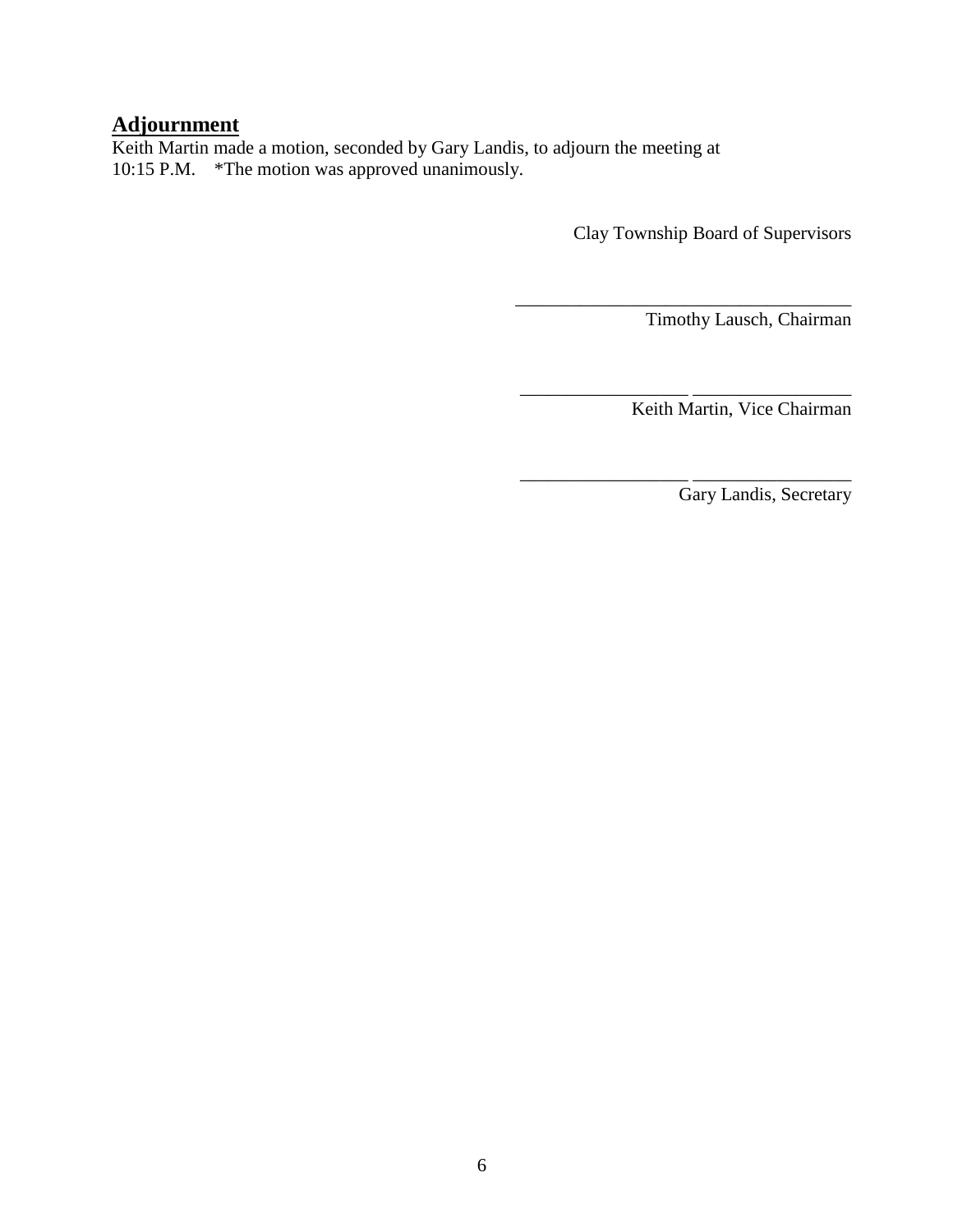## Adjournment

Keith Martin made a motion, seconded by Gary Landis, to adjourn the meeting at 10:15 P.M. *The motion was approved unanimously.

Clay Township Board of Supervisors

_____________________________________
Timothy Lausch, Chairman

__________________ ________________
Keith Martin, Vice Chairman

__________________ ________________
Gary Landis, Secretary